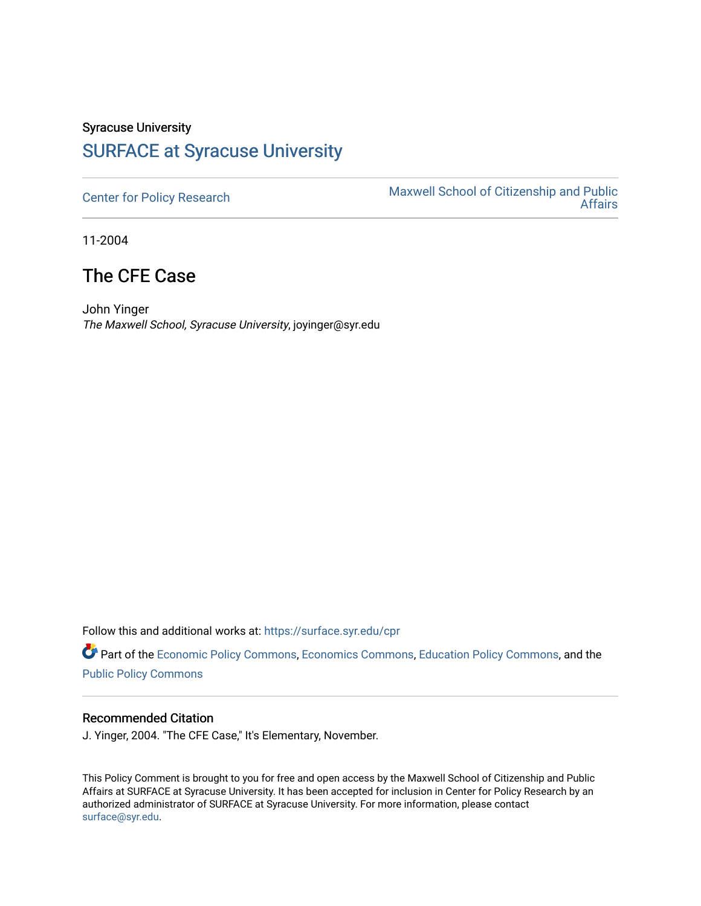Syracuse University

# SURFACE at Syracuse University

Center for Policy Research

Maxwell School of Citizenship and Public Affairs

11-2004

## The CFE Case

John Yinger

*The Maxwell School, Syracuse University*, joyinger@syr.edu

Follow this and additional works at: https://surface.syr.edu/cpr

Part of the Economic Policy Commons, Economics Commons, Education Policy Commons, and the Public Policy Commons

### Recommended Citation

J. Yinger, 2004. "The CFE Case," It's Elementary, November.

This Policy Comment is brought to you for free and open access by the Maxwell School of Citizenship and Public Affairs at SURFACE at Syracuse University. It has been accepted for inclusion in Center for Policy Research by an authorized administrator of SURFACE at Syracuse University. For more information, please contact surface@syr.edu.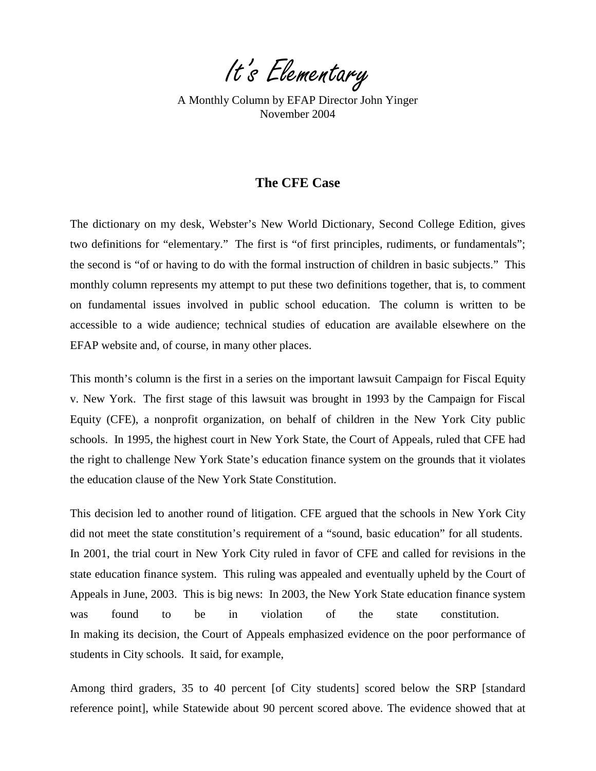# It's Elementary

A Monthly Column by EFAP Director John Yinger
November 2004

## The CFE Case

The dictionary on my desk, Webster's New World Dictionary, Second College Edition, gives two definitions for "elementary." The first is "of first principles, rudiments, or fundamentals"; the second is "of or having to do with the formal instruction of children in basic subjects." This monthly column represents my attempt to put these two definitions together, that is, to comment on fundamental issues involved in public school education. The column is written to be accessible to a wide audience; technical studies of education are available elsewhere on the EFAP website and, of course, in many other places.

This month's column is the first in a series on the important lawsuit Campaign for Fiscal Equity v. New York. The first stage of this lawsuit was brought in 1993 by the Campaign for Fiscal Equity (CFE), a nonprofit organization, on behalf of children in the New York City public schools. In 1995, the highest court in New York State, the Court of Appeals, ruled that CFE had the right to challenge New York State's education finance system on the grounds that it violates the education clause of the New York State Constitution.

This decision led to another round of litigation. CFE argued that the schools in New York City did not meet the state constitution's requirement of a "sound, basic education" for all students. In 2001, the trial court in New York City ruled in favor of CFE and called for revisions in the state education finance system. This ruling was appealed and eventually upheld by the Court of Appeals in June, 2003. This is big news: In 2003, the New York State education finance system was found to be in violation of the state constitution.

In making its decision, the Court of Appeals emphasized evidence on the poor performance of students in City schools. It said, for example,

Among third graders, 35 to 40 percent [of City students] scored below the SRP [standard reference point], while Statewide about 90 percent scored above. The evidence showed that at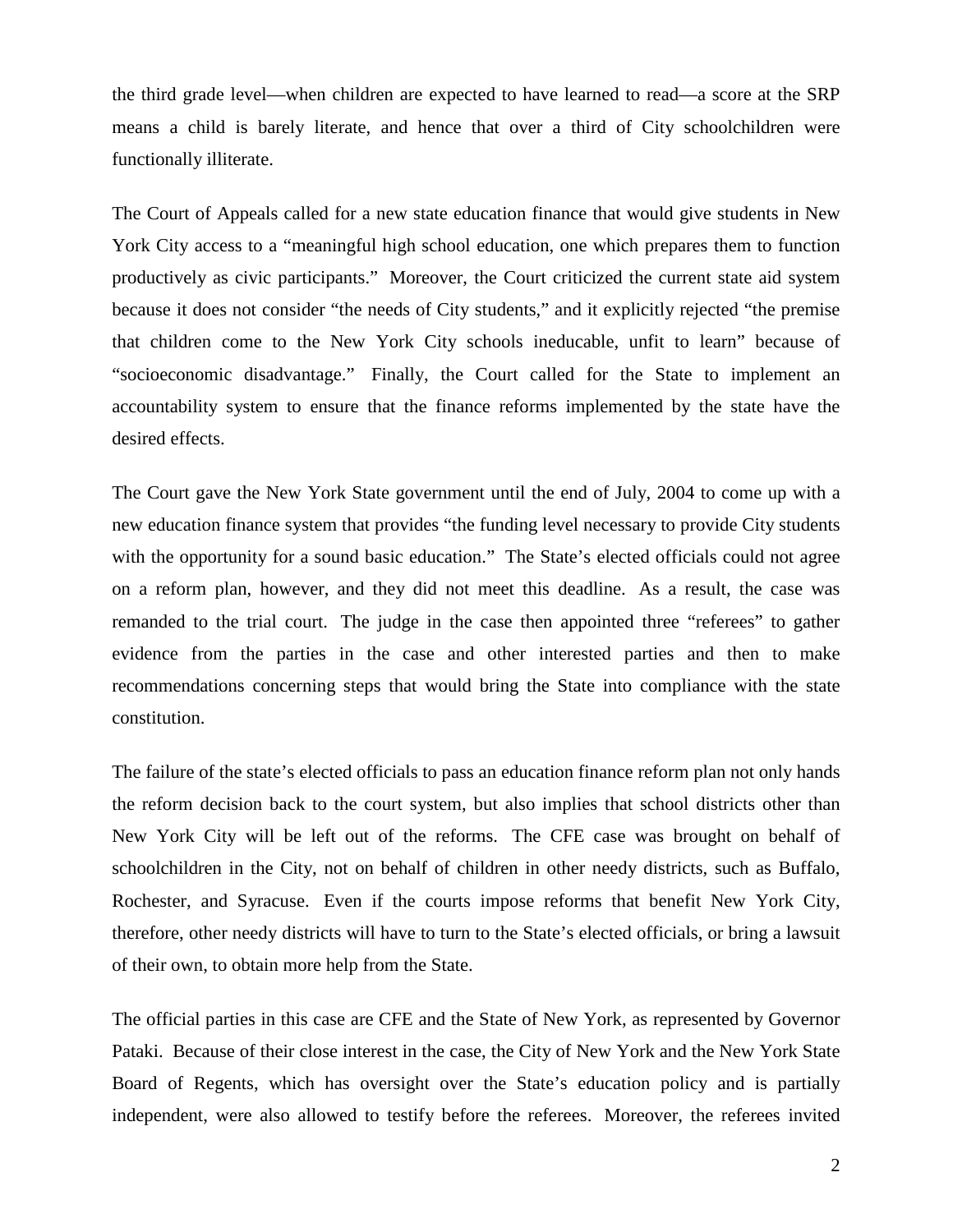the third grade level—when children are expected to have learned to read—a score at the SRP means a child is barely literate, and hence that over a third of City schoolchildren were functionally illiterate.

The Court of Appeals called for a new state education finance that would give students in New York City access to a "meaningful high school education, one which prepares them to function productively as civic participants." Moreover, the Court criticized the current state aid system because it does not consider "the needs of City students," and it explicitly rejected "the premise that children come to the New York City schools ineducable, unfit to learn" because of "socioeconomic disadvantage." Finally, the Court called for the State to implement an accountability system to ensure that the finance reforms implemented by the state have the desired effects.

The Court gave the New York State government until the end of July, 2004 to come up with a new education finance system that provides "the funding level necessary to provide City students with the opportunity for a sound basic education." The State's elected officials could not agree on a reform plan, however, and they did not meet this deadline. As a result, the case was remanded to the trial court. The judge in the case then appointed three "referees" to gather evidence from the parties in the case and other interested parties and then to make recommendations concerning steps that would bring the State into compliance with the state constitution.

The failure of the state's elected officials to pass an education finance reform plan not only hands the reform decision back to the court system, but also implies that school districts other than New York City will be left out of the reforms. The CFE case was brought on behalf of schoolchildren in the City, not on behalf of children in other needy districts, such as Buffalo, Rochester, and Syracuse. Even if the courts impose reforms that benefit New York City, therefore, other needy districts will have to turn to the State's elected officials, or bring a lawsuit of their own, to obtain more help from the State.

The official parties in this case are CFE and the State of New York, as represented by Governor Pataki. Because of their close interest in the case, the City of New York and the New York State Board of Regents, which has oversight over the State's education policy and is partially independent, were also allowed to testify before the referees. Moreover, the referees invited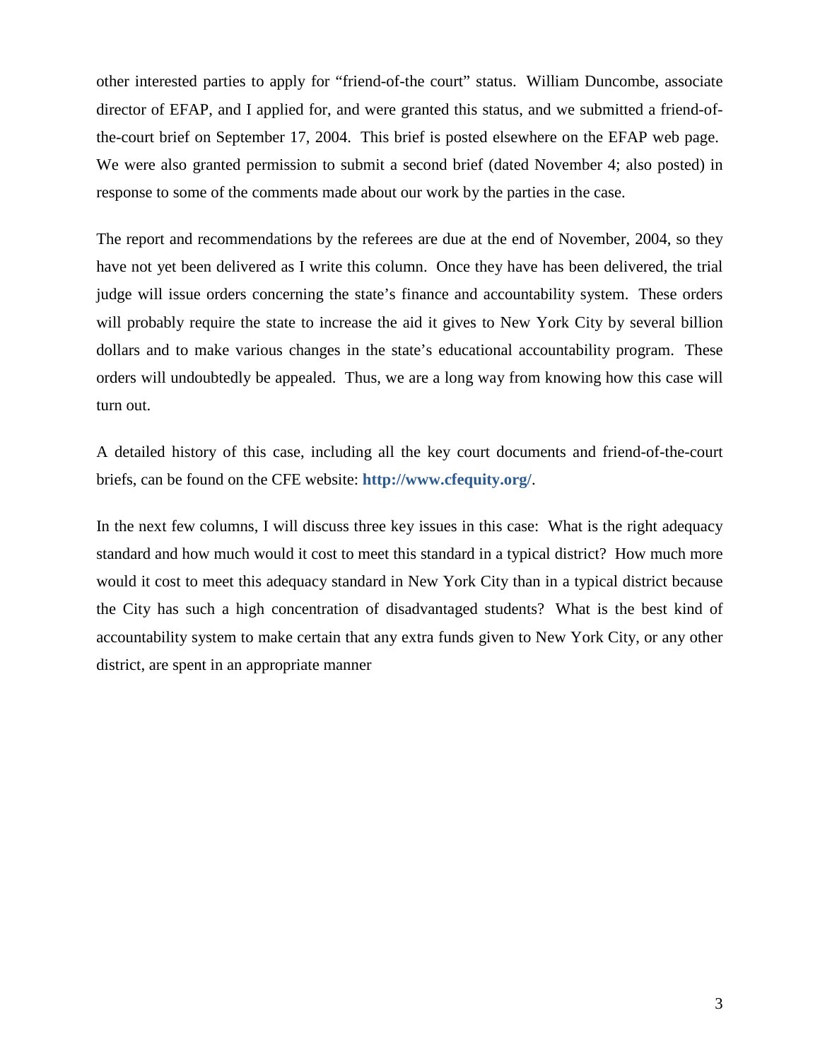other interested parties to apply for "friend-of-the court" status. William Duncombe, associate director of EFAP, and I applied for, and were granted this status, and we submitted a friend-of-the-court brief on September 17, 2004. This brief is posted elsewhere on the EFAP web page. We were also granted permission to submit a second brief (dated November 4; also posted) in response to some of the comments made about our work by the parties in the case.

The report and recommendations by the referees are due at the end of November, 2004, so they have not yet been delivered as I write this column. Once they have has been delivered, the trial judge will issue orders concerning the state's finance and accountability system. These orders will probably require the state to increase the aid it gives to New York City by several billion dollars and to make various changes in the state's educational accountability program. These orders will undoubtedly be appealed. Thus, we are a long way from knowing how this case will turn out.

A detailed history of this case, including all the key court documents and friend-of-the-court briefs, can be found on the CFE website: **http://www.cfequity.org/**.

In the next few columns, I will discuss three key issues in this case: What is the right adequacy standard and how much would it cost to meet this standard in a typical district? How much more would it cost to meet this adequacy standard in New York City than in a typical district because the City has such a high concentration of disadvantaged students? What is the best kind of accountability system to make certain that any extra funds given to New York City, or any other district, are spent in an appropriate manner